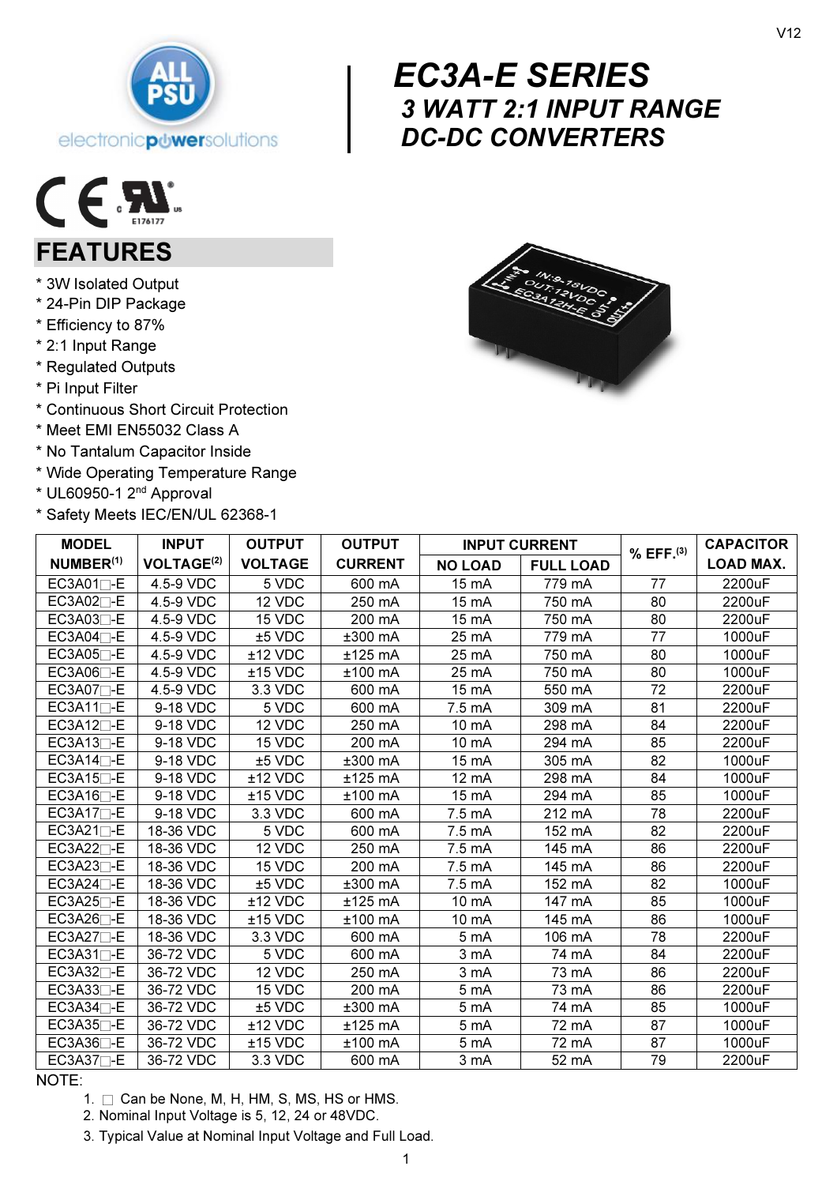V12

# EC3A-E SERIES

## 3 WATT 2:1 INPUT RANGE DC-DC CONVERTERS

## FEATURES

* 3W Isolated Output
* 24-Pin DIP Package
* Efficiency to 87%
* 2:1 Input Range
* Regulated Outputs
* Pi Input Filter
* Continuous Short Circuit Protection
* Meet EMI EN55032 Class A
* No Tantalum Capacitor Inside
* Wide Operating Temperature Range
* UL60950-1 2nd Approval
* Safety Meets IEC/EN/UL 62368-1

| MODEL NUMBER[(1)] | INPUT VOLTAGE[(2)] | OUTPUT VOLTAGE | OUTPUT CURRENT | INPUT CURRENT | | % EFF.[(3)] | CAPACITOR LOAD MAX. |
|---|---|---|---|---|---|---|---|
| | | | | NO LOAD | FULL LOAD | | |
| EC3A01□-E | 4.5-9 VDC | 5 VDC | 600 mA | 15 mA | 779 mA | 77 | 2200uF |
| EC3A02□-E | 4.5-9 VDC | 12 VDC | 250 mA | 15 mA | 750 mA | 80 | 2200uF |
| EC3A03□-E | 4.5-9 VDC | 15 VDC | 200 mA | 15 mA | 750 mA | 80 | 2200uF |
| EC3A04□-E | 4.5-9 VDC | ±5 VDC | ±300 mA | 25 mA | 779 mA | 77 | 1000uF |
| EC3A05□-E | 4.5-9 VDC | ±12 VDC | ±125 mA | 25 mA | 750 mA | 80 | 1000uF |
| EC3A06□-E | 4.5-9 VDC | ±15 VDC | ±100 mA | 25 mA | 750 mA | 80 | 1000uF |
| EC3A07□-E | 4.5-9 VDC | 3.3 VDC | 600 mA | 15 mA | 550 mA | 72 | 2200uF |
| EC3A11□-E | 9-18 VDC | 5 VDC | 600 mA | 7.5 mA | 309 mA | 81 | 2200uF |
| EC3A12□-E | 9-18 VDC | 12 VDC | 250 mA | 10 mA | 298 mA | 84 | 2200uF |
| EC3A13□-E | 9-18 VDC | 15 VDC | 200 mA | 10 mA | 294 mA | 85 | 2200uF |
| EC3A14□-E | 9-18 VDC | ±5 VDC | ±300 mA | 15 mA | 305 mA | 82 | 1000uF |
| EC3A15□-E | 9-18 VDC | ±12 VDC | ±125 mA | 12 mA | 298 mA | 84 | 1000uF |
| EC3A16□-E | 9-18 VDC | ±15 VDC | ±100 mA | 15 mA | 294 mA | 85 | 1000uF |
| EC3A17□-E | 9-18 VDC | 3.3 VDC | 600 mA | 7.5 mA | 212 mA | 78 | 2200uF |
| EC3A21□-E | 18-36 VDC | 5 VDC | 600 mA | 7.5 mA | 152 mA | 82 | 2200uF |
| EC3A22□-E | 18-36 VDC | 12 VDC | 250 mA | 7.5 mA | 145 mA | 86 | 2200uF |
| EC3A23□-E | 18-36 VDC | 15 VDC | 200 mA | 7.5 mA | 145 mA | 86 | 2200uF |
| EC3A24□-E | 18-36 VDC | ±5 VDC | ±300 mA | 7.5 mA | 152 mA | 82 | 1000uF |
| EC3A25□-E | 18-36 VDC | ±12 VDC | ±125 mA | 10 mA | 147 mA | 85 | 1000uF |
| EC3A26□-E | 18-36 VDC | ±15 VDC | ±100 mA | 10 mA | 145 mA | 86 | 1000uF |
| EC3A27□-E | 18-36 VDC | 3.3 VDC | 600 mA | 5 mA | 106 mA | 78 | 2200uF |
| EC3A31□-E | 36-72 VDC | 5 VDC | 600 mA | 3 mA | 74 mA | 84 | 2200uF |
| EC3A32□-E | 36-72 VDC | 12 VDC | 250 mA | 3 mA | 73 mA | 86 | 2200uF |
| EC3A33□-E | 36-72 VDC | 15 VDC | 200 mA | 5 mA | 73 mA | 86 | 2200uF |
| EC3A34□-E | 36-72 VDC | ±5 VDC | ±300 mA | 5 mA | 74 mA | 85 | 1000uF |
| EC3A35□-E | 36-72 VDC | ±12 VDC | ±125 mA | 5 mA | 72 mA | 87 | 1000uF |
| EC3A36□-E | 36-72 VDC | ±15 VDC | ±100 mA | 5 mA | 72 mA | 87 | 1000uF |
| EC3A37□-E | 36-72 VDC | 3.3 VDC | 600 mA | 3 mA | 52 mA | 79 | 2200uF |

NOTE:

1. □ Can be None, M, H, HM, S, MS, HS or HMS.
2. Nominal Input Voltage is 5, 12, 24 or 48VDC.
3. Typical Value at Nominal Input Voltage and Full Load.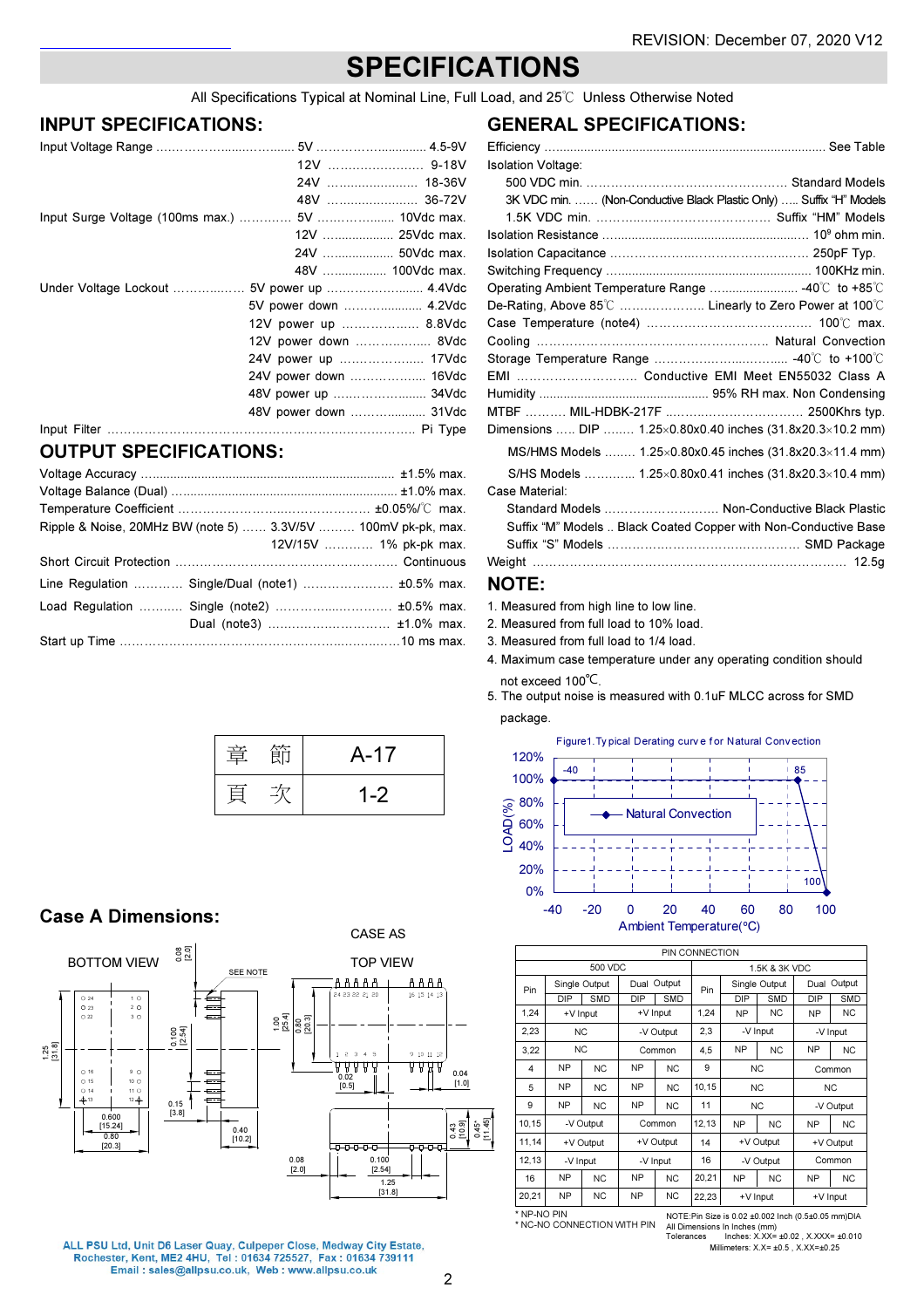REVISION: December 07, 2020 V12

# SPECIFICATIONS

All Specifications Typical at Nominal Line, Full Load, and 25℃ Unless Otherwise Noted

## INPUT SPECIFICATIONS:

| | | |
|---|---|---|
| Input Voltage Range | 5V | 4.5-9V |
| | 12V | 9-18V |
| | 24V | 18-36V |
| | 48V | 36-72V |
| Input Surge Voltage (100ms max.) | 5V | 10Vdc max. |
| | 12V | 25Vdc max. |
| | 24V | 50Vdc max. |
| | 48V | 100Vdc max. |
| Under Voltage Lockout | 5V power up | 4.4Vdc |
| | 5V power down | 4.2Vdc |
| | 12V power up | 8.8Vdc |
| | 12V power down | 8Vdc |
| | 24V power up | 17Vdc |
| | 24V power down | 16Vdc |
| | 48V power up | 34Vdc |
| | 48V power down | 31Vdc |
| Input Filter | | Pi Type |

## OUTPUT SPECIFICATIONS:

| | | |
|---|---|---|
| Voltage Accuracy | | ±1.5% max. |
| Voltage Balance (Dual) | | ±1.0% max. |
| Temperature Coefficient | | ±0.05%/℃ max. |
| Ripple & Noise, 20MHz BW (note 5) | 3.3V/5V | 100mV pk-pk, max. |
| | 12V/15V | 1% pk-pk max. |
| Short Circuit Protection | | Continuous |
| Line Regulation | Single/Dual (note1) | ±0.5% max. |
| Load Regulation | Single (note2) | ±0.5% max. |
| | Dual (note3) | ±1.0% max. |
| Start up Time | | 10 ms max. |

| | |
|---|---|
| 章 節 | A-17 |
| 頁 次 | 1-2 |

## GENERAL SPECIFICATIONS:

| | |
|---|---|
| Efficiency | See Table |
| Isolation Voltage: | |
| 500 VDC min. | Standard Models |
| 3K VDC min. (Non-Conductive Black Plastic Only) | Suffix "H" Models |
| 1.5K VDC min. | Suffix "HM" Models |
| Isolation Resistance | $10^9$ ohm min. |
| Isolation Capacitance | 250pF Typ. |
| Switching Frequency | 100KHz min. |
| Operating Ambient Temperature Range | -40℃ to +85℃ |
| De-Rating, Above 85℃ | Linearly to Zero Power at 100℃ |
| Case Temperature (note4) | 100℃ max. |
| Cooling | Natural Convection |
| Storage Temperature Range | -40℃ to +100℃ |
| EMI | Conductive EMI Meet EN55032 Class A |
| Humidity | 95% RH max. Non Condensing |
| MTBF | MIL-HDBK-217F 2500Khrs typ. |
| Dimensions ..... DIP | 1.25×0.80x0.40 inches (31.8x20.3×10.2 mm) |
| MS/HMS Models | 1.25×0.80x0.45 inches (31.8x20.3×11.4 mm) |
| S/HS Models | 1.25×0.80x0.41 inches (31.8x20.3×10.4 mm) |
| Case Material: | |
| Standard Models | Non-Conductive Black Plastic |
| Suffix "M" Models | Black Coated Copper with Non-Conductive Base |
| Suffix "S" Models | SMD Package |
| Weight | 12.5g |

## NOTE:

1. Measured from high line to low line.
2. Measured from full load to 10% load.
3. Measured from full load to 1/4 load.
4. Maximum case temperature under any operating condition should not exceed 100℃.
5. The output noise is measured with 0.1uF MLCC across for SMD package.

Figure1.Typical Derating curve for Natural Convection

LOAD(%)
120%
100%
80%
60%
40%
20%
0%
-40
85
100
Natural Convection
-40 -20 0 20 40 60 80 100
Ambient Temperature(°C)

## Case A Dimensions:

CASE AS

BOTTOM VIEW
SEE NOTE
TOP VIEW
0.08 [2.0]
1.25 [31.8]
0.100 [2.54]
1.00 [25.4]
0.80 [20.3]
0.15 [3.8]
0.600 [15.24]
0.80 [20.3]
0.40 [10.2]
0.02 [0.5]
0.04 [1.0]
0.43 [10.9]
0.45 [11.45]
0.08 [2.0]
0.100 [2.54]
1.25 [31.8]

| PIN CONNECTION | | | | | | | | | | | |
|---|---|---|---|---|---|---|---|---|---|---|---|
| 500 VDC | | | | | | 1.5K & 3K VDC | | | | | |
| Pin | Single Output | | Dual Output | | | Pin | Single Output | | Dual Output | | |
| | DIP | SMD | DIP | SMD | | | DIP | SMD | DIP | SMD | |
| 1,24 | +V Input | | +V Input | | | 1,24 | NP | NC | NP | NC | |
| 2,23 | NC | | -V Output | | | 2,3 | -V Input | | -V Input | | |
| 3,22 | NC | | Common | | | 4,5 | NP | NC | NP | NC | |
| 4 | NP | NC | NP | NC | | 9 | NC | | Common | | |
| 5 | NP | NC | NP | NC | | 10,15 | NC | | NC | | |
| 9 | NP | NC | NP | NC | | 11 | NC | | -V Output | | |
| 10,15 | -V Output | | Common | | | 12,13 | NP | NC | NP | NC | |
| 11,14 | +V Output | | +V Output | | | 14 | +V Output | | +V Output | | |
| 12,13 | -V Input | | -V Input | | | 16 | -V Output | | Common | | |
| 16 | NP | NC | NP | NC | | 20,21 | NP | NC | NP | NC | |
| 20,21 | NP | NC | NP | NC | | 22,23 | +V Input | | +V Input | | |

\* NP-NO PIN
\* NC-NO CONNECTION WITH PIN

NOTE:Pin Size is 0.02 ±0.002 Inch (0.5±0.05 mm)DIA
All Dimensions In Inches (mm)
Tolerances Inches: X.XX= ±0.02 , X.XXX= ±0.010
Millimeters: X.X= ±0.5 , X.XX=±0.25

ALL PSU Ltd, Unit D6 Laser Quay, Culpeper Close, Medway City Estate, Rochester, Kent, ME2 4HU, Tel : 01634 725527, Fax : 01634 739111
Email : sales@allpsu.co.uk, Web : www.allpsu.co.uk